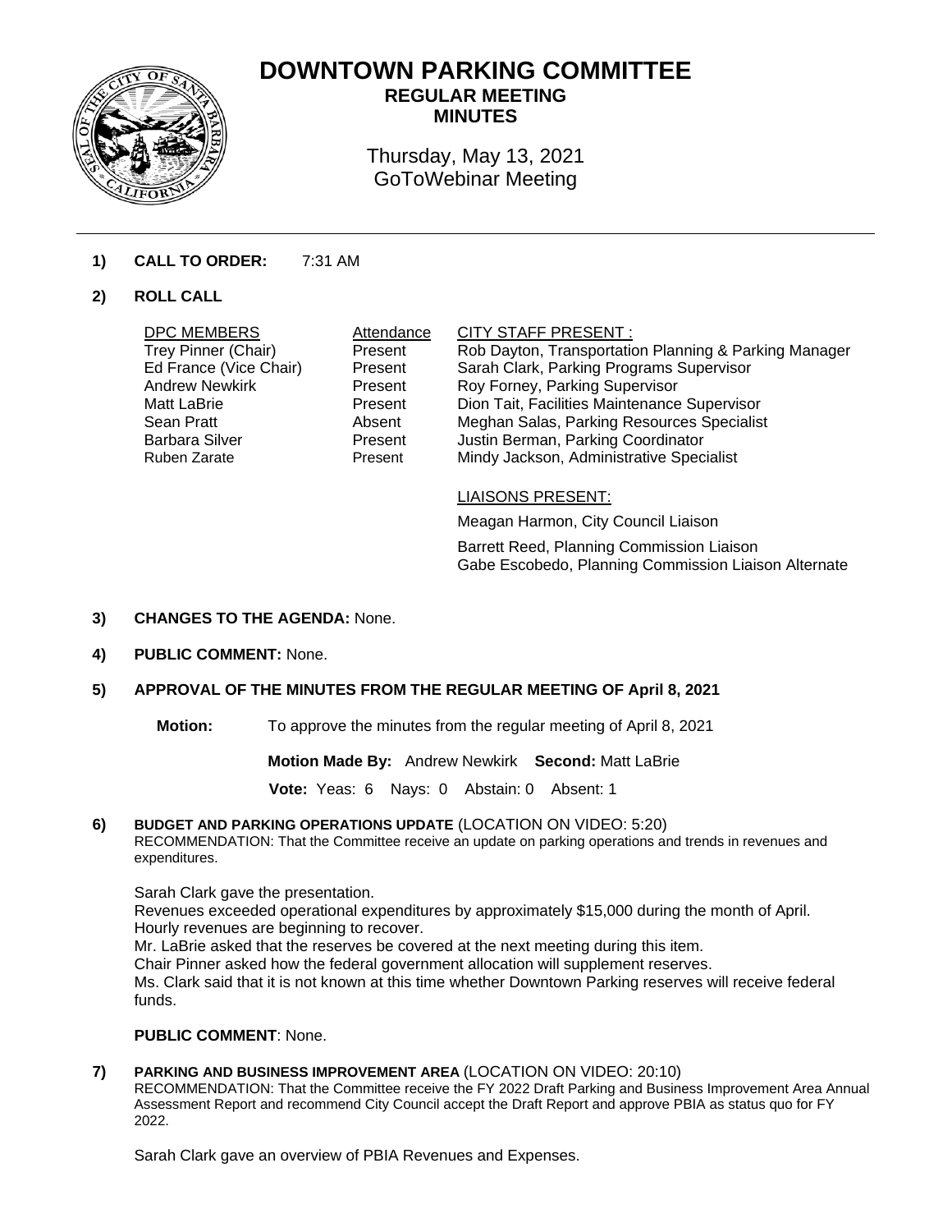# DOWNTOWN PARKING COMMITTEE

## REGULAR MEETING
## MINUTES

Thursday, May 13, 2021
GoToWebinar Meeting

---

**1) CALL TO ORDER:** 7:31 AM

**2) ROLL CALL**

| DPC MEMBERS | Attendance | CITY STAFF PRESENT : |
|---|---|---|
| Trey Pinner (Chair) | Present | Rob Dayton, Transportation Planning & Parking Manager |
| Ed France (Vice Chair) | Present | Sarah Clark, Parking Programs Supervisor |
| Andrew Newkirk | Present | Roy Forney, Parking Supervisor |
| Matt LaBrie | Present | Dion Tait, Facilities Maintenance Supervisor |
| Sean Pratt | Absent | Meghan Salas, Parking Resources Specialist |
| Barbara Silver | Present | Justin Berman, Parking Coordinator |
| Ruben Zarate | Present | Mindy Jackson, Administrative Specialist |

LIAISONS PRESENT:

Meagan Harmon, City Council Liaison

Barrett Reed, Planning Commission Liaison
Gabe Escobedo, Planning Commission Liaison Alternate

**3) CHANGES TO THE AGENDA:** None.

**4) PUBLIC COMMENT:** None.

**5) APPROVAL OF THE MINUTES FROM THE REGULAR MEETING OF April 8, 2021**

**Motion:** To approve the minutes from the regular meeting of April 8, 2021

**Motion Made By:** Andrew Newkirk **Second:** Matt LaBrie

**Vote:** Yeas: 6 Nays: 0 Abstain: 0 Absent: 1

**6) BUDGET AND PARKING OPERATIONS UPDATE** (LOCATION ON VIDEO: 5:20)
RECOMMENDATION: That the Committee receive an update on parking operations and trends in revenues and expenditures.

Sarah Clark gave the presentation.
Revenues exceeded operational expenditures by approximately $15,000 during the month of April.
Hourly revenues are beginning to recover.
Mr. LaBrie asked that the reserves be covered at the next meeting during this item.
Chair Pinner asked how the federal government allocation will supplement reserves.
Ms. Clark said that it is not known at this time whether Downtown Parking reserves will receive federal funds.

**PUBLIC COMMENT**: None.

**7) PARKING AND BUSINESS IMPROVEMENT AREA** (LOCATION ON VIDEO: 20:10)
RECOMMENDATION: That the Committee receive the FY 2022 Draft Parking and Business Improvement Area Annual Assessment Report and recommend City Council accept the Draft Report and approve PBIA as status quo for FY 2022.

Sarah Clark gave an overview of PBIA Revenues and Expenses.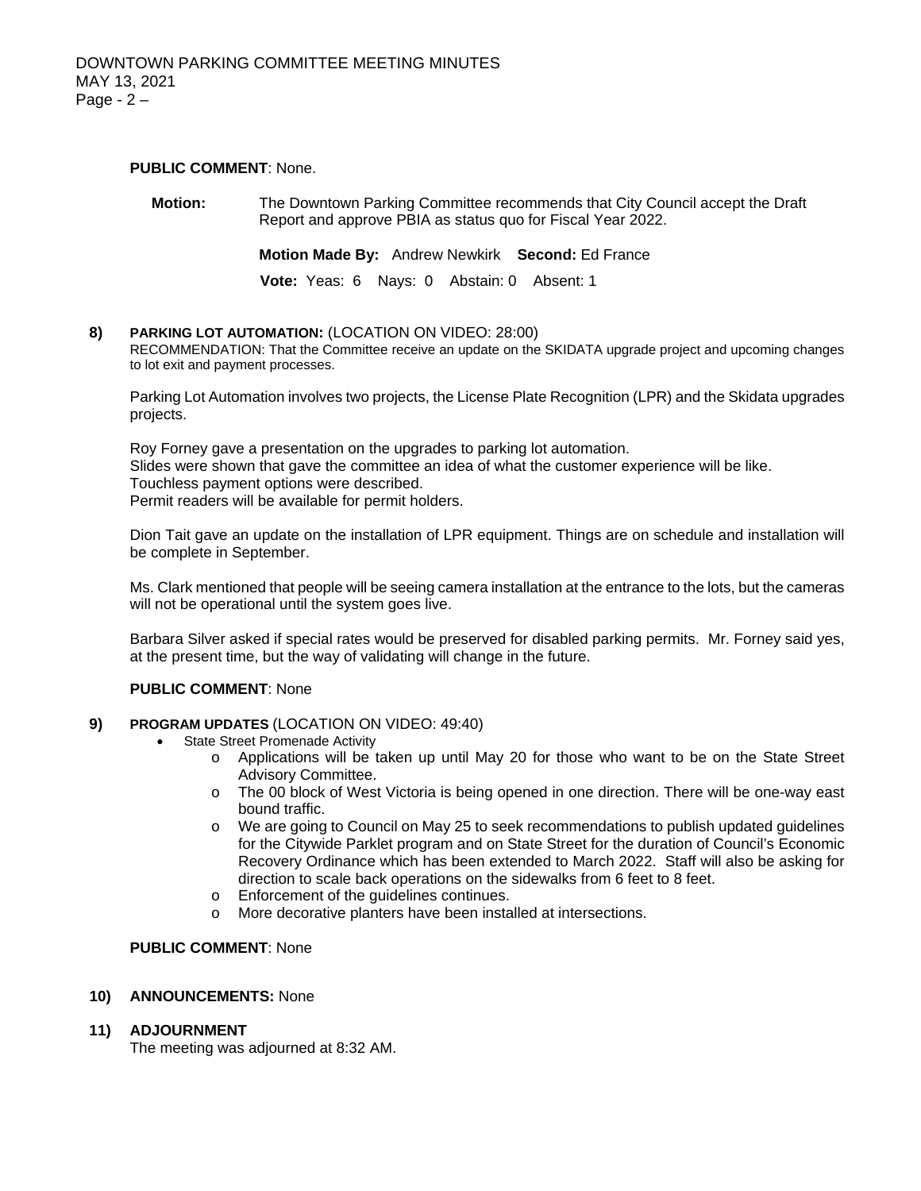**PUBLIC COMMENT**: None.

**Motion:** The Downtown Parking Committee recommends that City Council accept the Draft Report and approve PBIA as status quo for Fiscal Year 2022.

**Motion Made By:** Andrew Newkirk **Second:** Ed France

**Vote:** Yeas: 6 Nays: 0 Abstain: 0 Absent: 1

**8) PARKING LOT AUTOMATION:** (LOCATION ON VIDEO: 28:00)

RECOMMENDATION: That the Committee receive an update on the SKIDATA upgrade project and upcoming changes to lot exit and payment processes.

Parking Lot Automation involves two projects, the License Plate Recognition (LPR) and the Skidata upgrades projects.

Roy Forney gave a presentation on the upgrades to parking lot automation.
Slides were shown that gave the committee an idea of what the customer experience will be like.
Touchless payment options were described.
Permit readers will be available for permit holders.

Dion Tait gave an update on the installation of LPR equipment. Things are on schedule and installation will be complete in September.

Ms. Clark mentioned that people will be seeing camera installation at the entrance to the lots, but the cameras will not be operational until the system goes live.

Barbara Silver asked if special rates would be preserved for disabled parking permits. Mr. Forney said yes, at the present time, but the way of validating will change in the future.

**PUBLIC COMMENT**: None

**9) PROGRAM UPDATES** (LOCATION ON VIDEO: 49:40)

- State Street Promenade Activity
  - Applications will be taken up until May 20 for those who want to be on the State Street Advisory Committee.
  - The 00 block of West Victoria is being opened in one direction. There will be one-way east bound traffic.
  - We are going to Council on May 25 to seek recommendations to publish updated guidelines for the Citywide Parklet program and on State Street for the duration of Council's Economic Recovery Ordinance which has been extended to March 2022. Staff will also be asking for direction to scale back operations on the sidewalks from 6 feet to 8 feet.
  - Enforcement of the guidelines continues.
  - More decorative planters have been installed at intersections.

**PUBLIC COMMENT**: None

**10) ANNOUNCEMENTS:** None

**11) ADJOURNMENT**

The meeting was adjourned at 8:32 AM.